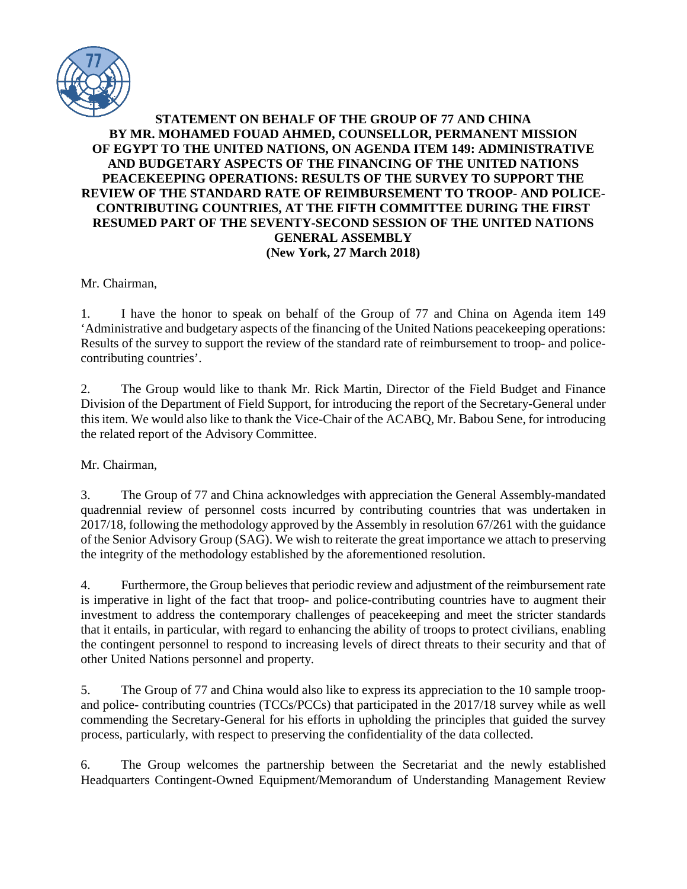**STATEMENT ON BEHALF OF THE GROUP OF 77 AND CHINA BY MR. MOHAMED FOUAD AHMED, COUNSELLOR, PERMANENT MISSION OF EGYPT TO THE UNITED NATIONS, ON AGENDA ITEM 149: ADMINISTRATIVE AND BUDGETARY ASPECTS OF THE FINANCING OF THE UNITED NATIONS PEACEKEEPING OPERATIONS: RESULTS OF THE SURVEY TO SUPPORT THE REVIEW OF THE STANDARD RATE OF REIMBURSEMENT TO TROOP- AND POLICE-CONTRIBUTING COUNTRIES, AT THE FIFTH COMMITTEE DURING THE FIRST RESUMED PART OF THE SEVENTY-SECOND SESSION OF THE UNITED NATIONS GENERAL ASSEMBLY**

**(New York, 27 March 2018)**

Mr. Chairman,

1. I have the honor to speak on behalf of the Group of 77 and China on Agenda item 149 'Administrative and budgetary aspects of the financing of the United Nations peacekeeping operations: Results of the survey to support the review of the standard rate of reimbursement to troop- and police-contributing countries'.

2. The Group would like to thank Mr. Rick Martin, Director of the Field Budget and Finance Division of the Department of Field Support, for introducing the report of the Secretary-General under this item. We would also like to thank the Vice-Chair of the ACABQ, Mr. Babou Sene, for introducing the related report of the Advisory Committee.

Mr. Chairman,

3. The Group of 77 and China acknowledges with appreciation the General Assembly-mandated quadrennial review of personnel costs incurred by contributing countries that was undertaken in 2017/18, following the methodology approved by the Assembly in resolution 67/261 with the guidance of the Senior Advisory Group (SAG). We wish to reiterate the great importance we attach to preserving the integrity of the methodology established by the aforementioned resolution.

4. Furthermore, the Group believes that periodic review and adjustment of the reimbursement rate is imperative in light of the fact that troop- and police-contributing countries have to augment their investment to address the contemporary challenges of peacekeeping and meet the stricter standards that it entails, in particular, with regard to enhancing the ability of troops to protect civilians, enabling the contingent personnel to respond to increasing levels of direct threats to their security and that of other United Nations personnel and property.

5. The Group of 77 and China would also like to express its appreciation to the 10 sample troop- and police- contributing countries (TCCs/PCCs) that participated in the 2017/18 survey while as well commending the Secretary-General for his efforts in upholding the principles that guided the survey process, particularly, with respect to preserving the confidentiality of the data collected.

6. The Group welcomes the partnership between the Secretariat and the newly established Headquarters Contingent-Owned Equipment/Memorandum of Understanding Management Review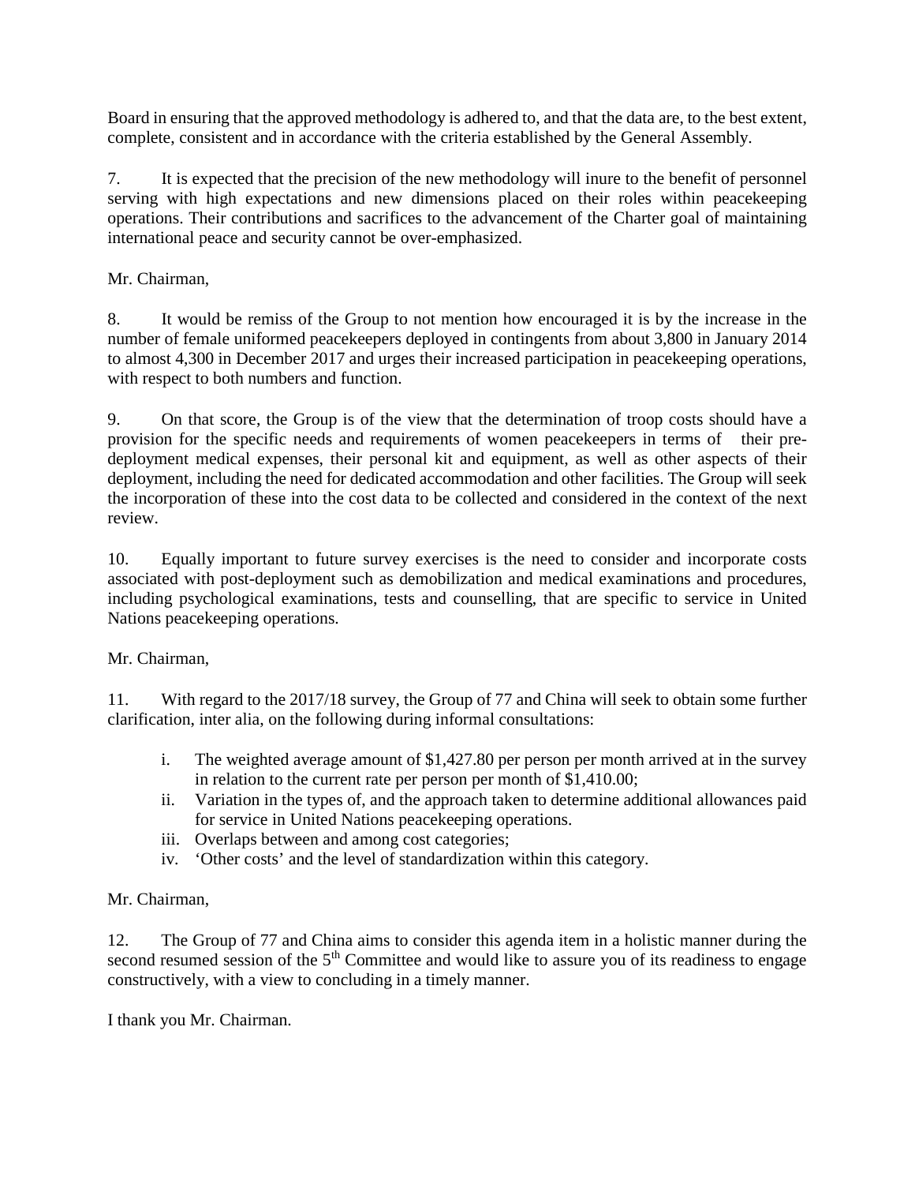Board in ensuring that the approved methodology is adhered to, and that the data are, to the best extent, complete, consistent and in accordance with the criteria established by the General Assembly.

7. It is expected that the precision of the new methodology will inure to the benefit of personnel serving with high expectations and new dimensions placed on their roles within peacekeeping operations. Their contributions and sacrifices to the advancement of the Charter goal of maintaining international peace and security cannot be over-emphasized.

Mr. Chairman,

8. It would be remiss of the Group to not mention how encouraged it is by the increase in the number of female uniformed peacekeepers deployed in contingents from about 3,800 in January 2014 to almost 4,300 in December 2017 and urges their increased participation in peacekeeping operations, with respect to both numbers and function.

9. On that score, the Group is of the view that the determination of troop costs should have a provision for the specific needs and requirements of women peacekeepers in terms of their pre-deployment medical expenses, their personal kit and equipment, as well as other aspects of their deployment, including the need for dedicated accommodation and other facilities. The Group will seek the incorporation of these into the cost data to be collected and considered in the context of the next review.

10. Equally important to future survey exercises is the need to consider and incorporate costs associated with post-deployment such as demobilization and medical examinations and procedures, including psychological examinations, tests and counselling, that are specific to service in United Nations peacekeeping operations.

Mr. Chairman,

11. With regard to the 2017/18 survey, the Group of 77 and China will seek to obtain some further clarification, inter alia, on the following during informal consultations:

i. The weighted average amount of $1,427.80 per person per month arrived at in the survey in relation to the current rate per person per month of $1,410.00;
ii. Variation in the types of, and the approach taken to determine additional allowances paid for service in United Nations peacekeeping operations.
iii. Overlaps between and among cost categories;
iv. 'Other costs' and the level of standardization within this category.

Mr. Chairman,

12. The Group of 77 and China aims to consider this agenda item in a holistic manner during the second resumed session of the 5th Committee and would like to assure you of its readiness to engage constructively, with a view to concluding in a timely manner.

I thank you Mr. Chairman.